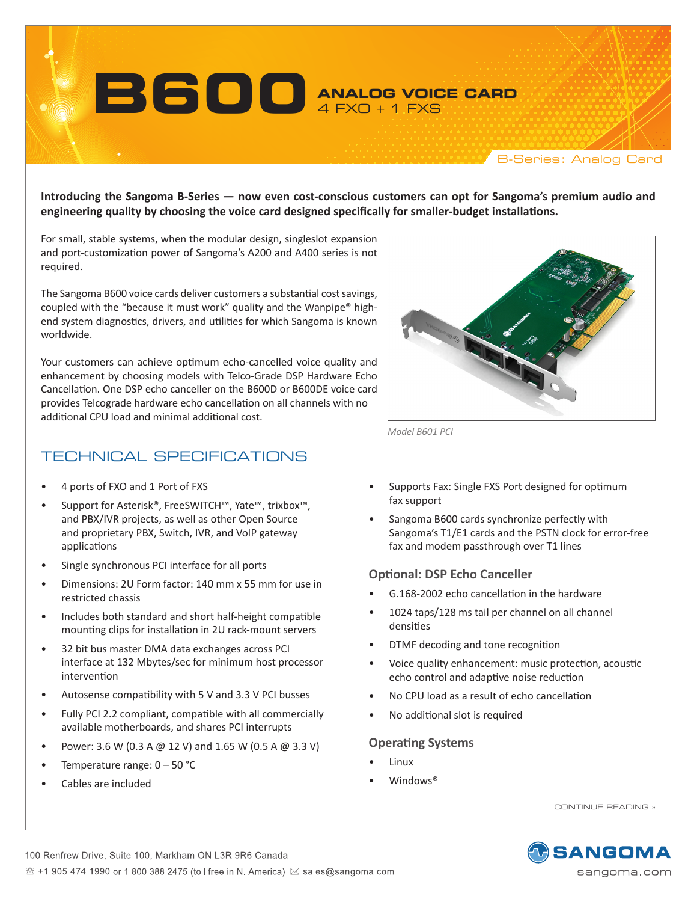# B600 ANALOG VOICE CARD

4 FXO + 1 FXS

B-Series: Analog Card

**Introducing the Sangoma B-Series — now even cost-conscious customers can opt for Sangoma's premium audio and engineering quality by choosing the voice card designed specifically for smaller-budget installations.**

For small, stable systems, when the modular design, singleslot expansion and port-customization power of Sangoma's A200 and A400 series is not required.

The Sangoma B600 voice cards deliver customers a substantial cost savings, coupled with the "because it must work" quality and the Wanpipe® high-end system diagnostics, drivers, and utilities for which Sangoma is known worldwide.

Your customers can achieve optimum echo-cancelled voice quality and enhancement by choosing models with Telco-Grade DSP Hardware Echo Cancellation. One DSP echo canceller on the B600D or B600DE voice card provides Telcograde hardware echo cancellation on all channels with no additional CPU load and minimal additional cost.

*Model B601 PCI*

## TECHNICAL SPECIFICATIONS

- 4 ports of FXO and 1 Port of FXS
- Support for Asterisk®, FreeSWITCH™, Yate™, trixbox™, and PBX/IVR projects, as well as other Open Source and proprietary PBX, Switch, IVR, and VoIP gateway applications
- Single synchronous PCI interface for all ports
- Dimensions: 2U Form factor: 140 mm x 55 mm for use in restricted chassis
- Includes both standard and short half-height compatible mounting clips for installation in 2U rack-mount servers
- 32 bit bus master DMA data exchanges across PCI interface at 132 Mbytes/sec for minimum host processor intervention
- Autosense compatibility with 5 V and 3.3 V PCI busses
- Fully PCI 2.2 compliant, compatible with all commercially available motherboards, and shares PCI interrupts
- Power: 3.6 W (0.3 A @ 12 V) and 1.65 W (0.5 A @ 3.3 V)
- Temperature range: 0 – 50 °C
- Cables are included
- Supports Fax: Single FXS Port designed for optimum fax support
- Sangoma B600 cards synchronize perfectly with Sangoma's T1/E1 cards and the PSTN clock for error-free fax and modem passthrough over T1 lines

### Optional: DSP Echo Canceller

- G.168-2002 echo cancellation in the hardware
- 1024 taps/128 ms tail per channel on all channel densities
- DTMF decoding and tone recognition
- Voice quality enhancement: music protection, acoustic echo control and adaptive noise reduction
- No CPU load as a result of echo cancellation
- No additional slot is required

### Operating Systems

- Linux
- Windows®

CONTINUE READING »

100 Renfrew Drive, Suite 100, Markham ON L3R 9R6 Canada

+1 905 474 1990 or 1 800 388 2475 (toll free in N. America) sales@sangoma.com

SANGOMA sangoma.com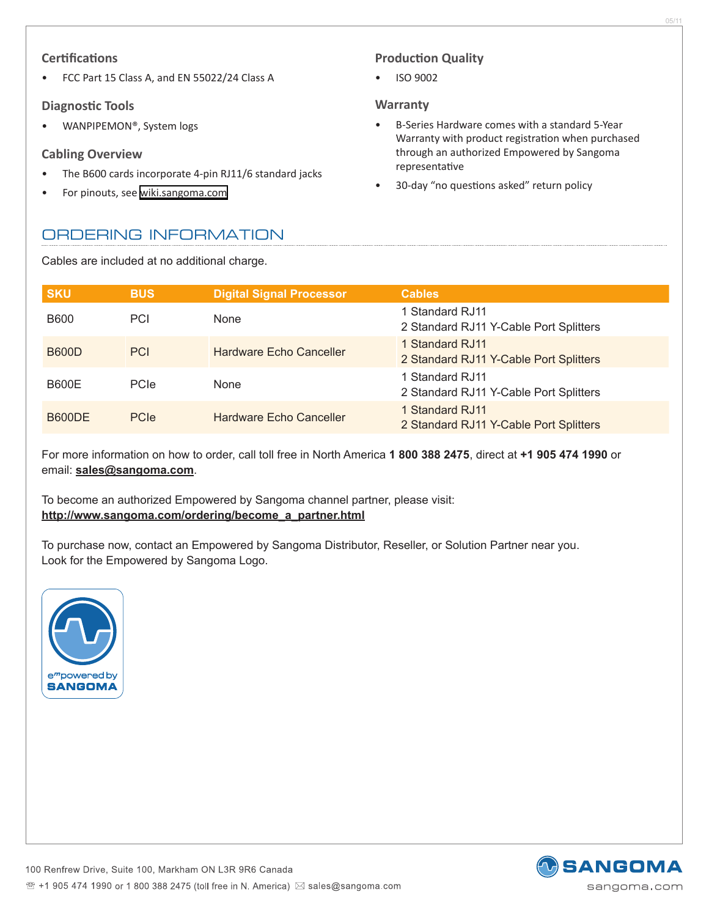### Certifications

- FCC Part 15 Class A, and EN 55022/24 Class A

### Diagnostic Tools

- WANPIPEMON®, System logs

### Cabling Overview

- The B600 cards incorporate 4-pin RJ11/6 standard jacks
- For pinouts, see wiki.sangoma.com

### Production Quality

- ISO 9002

### Warranty

- B-Series Hardware comes with a standard 5-Year Warranty with product registration when purchased through an authorized Empowered by Sangoma representative
- 30-day "no questions asked" return policy

## ORDERING INFORMATION

Cables are included at no additional charge.

| SKU | BUS | Digital Signal Processor | Cables |
|---|---|---|---|
| B600 | PCI | None | 1 Standard RJ11<br>2 Standard RJ11 Y-Cable Port Splitters |
| B600D | PCI | Hardware Echo Canceller | 1 Standard RJ11<br>2 Standard RJ11 Y-Cable Port Splitters |
| B600E | PCIe | None | 1 Standard RJ11<br>2 Standard RJ11 Y-Cable Port Splitters |
| B600DE | PCIe | Hardware Echo Canceller | 1 Standard RJ11<br>2 Standard RJ11 Y-Cable Port Splitters |

For more information on how to order, call toll free in North America **1 800 388 2475**, direct at **+1 905 474 1990** or email: **sales@sangoma.com**.

To become an authorized Empowered by Sangoma channel partner, please visit:
**http://www.sangoma.com/ordering/become_a_partner.html**

To purchase now, contact an Empowered by Sangoma Distributor, Reseller, or Solution Partner near you.
Look for the Empowered by Sangoma Logo.

empowered by SANGOMA

100 Renfrew Drive, Suite 100, Markham ON L3R 9R6 Canada
+1 905 474 1990 or 1 800 388 2475 (toll free in N. America) sales@sangoma.com

SANGOMA
sangoma.com